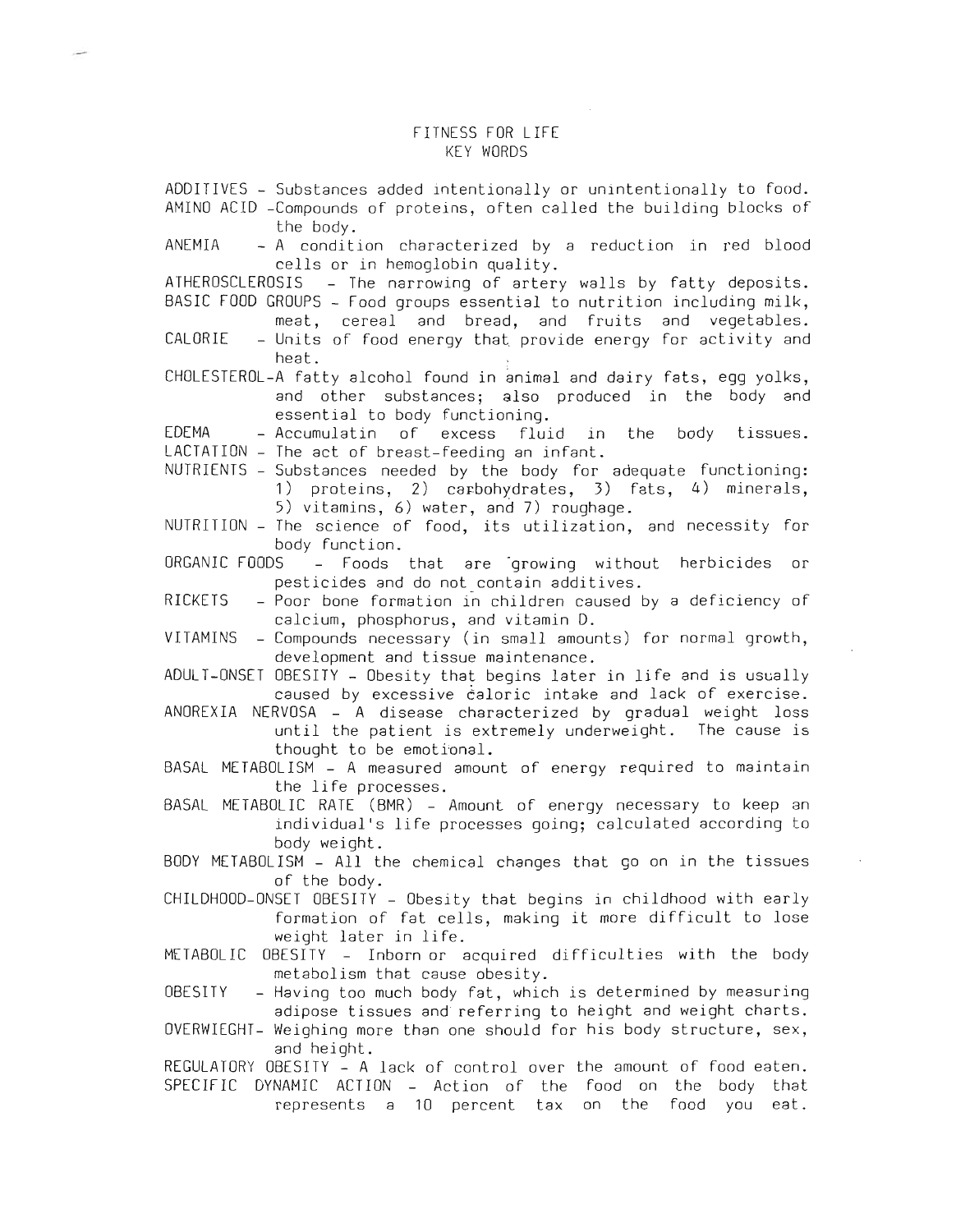# FITNESS FOR LIFE
## KEY WORDS

ADDITIVES - Substances added intentionally or unintentionally to food.

AMINO ACID -Compounds of proteins, often called the building blocks of the body.

ANEMIA - A condition characterized by a reduction in red blood cells or in hemoglobin quality.

ATHEROSCLEROSIS - The narrowing of artery walls by fatty deposits.

BASIC FOOD GROUPS - Food groups essential to nutrition including milk, meat, cereal and bread, and fruits and vegetables.

CALORIE - Units of food energy that provide energy for activity and heat.

CHOLESTEROL-A fatty alcohol found in animal and dairy fats, egg yolks, and other substances; also produced in the body and essential to body functioning.

EDEMA - Accumulatin of excess fluid in the body tissues.

LACTATION - The act of breast-feeding an infant.

NUTRIENTS - Substances needed by the body for adequate functioning: 1) proteins, 2) carbohydrates, 3) fats, 4) minerals, 5) vitamins, 6) water, and 7) roughage.

NUTRITION - The science of food, its utilization, and necessity for body function.

ORGANIC FOODS - Foods that are growing without herbicides or pesticides and do not contain additives.

RICKETS - Poor bone formation in children caused by a deficiency of calcium, phosphorus, and vitamin D.

VITAMINS - Compounds necessary (in small amounts) for normal growth, development and tissue maintenance.

ADULT-ONSET OBESITY - Obesity that begins later in life and is usually caused by excessive caloric intake and lack of exercise.

ANOREXIA NERVOSA - A disease characterized by gradual weight loss until the patient is extremely underweight. The cause is thought to be emotional.

BASAL METABOLISM - A measured amount of energy required to maintain the life processes.

BASAL METABOLIC RATE (BMR) - Amount of energy necessary to keep an individual's life processes going; calculated according to body weight.

BODY METABOLISM - All the chemical changes that go on in the tissues of the body.

CHILDHOOD-ONSET OBESITY - Obesity that begins in childhood with early formation of fat cells, making it more difficult to lose weight later in life.

METABOLIC OBESITY - Inborn or acquired difficulties with the body metabolism that cause obesity.

OBESITY - Having too much body fat, which is determined by measuring adipose tissues and referring to height and weight charts.

OVERWIEGHT- Weighing more than one should for his body structure, sex, and height.

REGULATORY OBESITY - A lack of control over the amount of food eaten.

SPECIFIC DYNAMIC ACTION - Action of the food on the body that represents a 10 percent tax on the food you eat.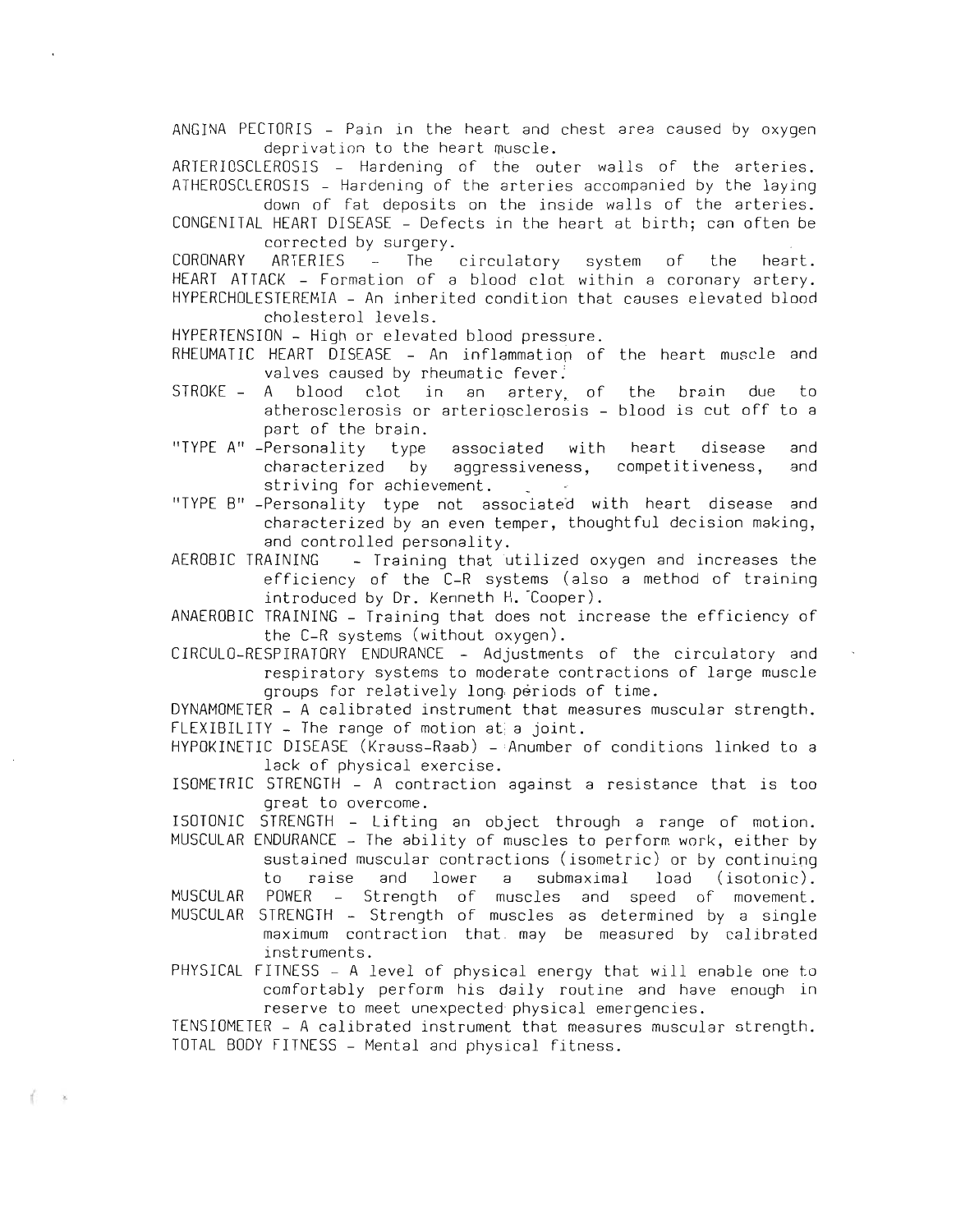ANGINA PECTORIS - Pain in the heart and chest area caused by oxygen deprivation to the heart muscle.

ARTERIOSCLEROSIS - Hardening of the outer walls of the arteries.

ATHEROSCLEROSIS - Hardening of the arteries accompanied by the laying down of fat deposits on the inside walls of the arteries.

CONGENITAL HEART DISEASE - Defects in the heart at birth; can often be corrected by surgery.

CORONARY ARTERIES - The circulatory system of the heart.

HEART ATTACK - Formation of a blood clot within a coronary artery.

HYPERCHOLESTEREMIA - An inherited condition that causes elevated blood cholesterol levels.

HYPERTENSION - High or elevated blood pressure.

RHEUMATIC HEART DISEASE - An inflammation of the heart muscle and valves caused by rheumatic fever.

STROKE - A blood clot in an artery, of the brain due to atherosclerosis or arteriosclerosis - blood is cut off to a part of the brain.

"TYPE A" -Personality type associated with heart disease and characterized by aggressiveness, competitiveness, and striving for achievement.

"TYPE B" -Personality type not associated with heart disease and characterized by an even temper, thoughtful decision making, and controlled personality.

AEROBIC TRAINING - Training that utilized oxygen and increases the efficiency of the C-R systems (also a method of training introduced by Dr. Kenneth H. Cooper).

ANAEROBIC TRAINING - Training that does not increase the efficiency of the C-R systems (without oxygen).

CIRCULO-RESPIRATORY ENDURANCE - Adjustments of the circulatory and respiratory systems to moderate contractions of large muscle groups for relatively long periods of time.

DYNAMOMETER - A calibrated instrument that measures muscular strength.

FLEXIBILITY - The range of motion at a joint.

HYPOKINETIC DISEASE (Krauss-Raab) - Anumber of conditions linked to a lack of physical exercise.

ISOMETRIC STRENGTH - A contraction against a resistance that is too great to overcome.

ISOTONIC STRENGTH - Lifting an object through a range of motion.

MUSCULAR ENDURANCE - The ability of muscles to perform work, either by sustained muscular contractions (isometric) or by continuing to raise and lower a submaximal load (isotonic).

MUSCULAR POWER - Strength of muscles and speed of movement.

MUSCULAR STRENGTH - Strength of muscles as determined by a single maximum contraction that may be measured by calibrated instruments.

PHYSICAL FITNESS - A level of physical energy that will enable one to comfortably perform his daily routine and have enough in reserve to meet unexpected physical emergencies.

TENSIOMETER - A calibrated instrument that measures muscular strength.

TOTAL BODY FITNESS - Mental and physical fitness.